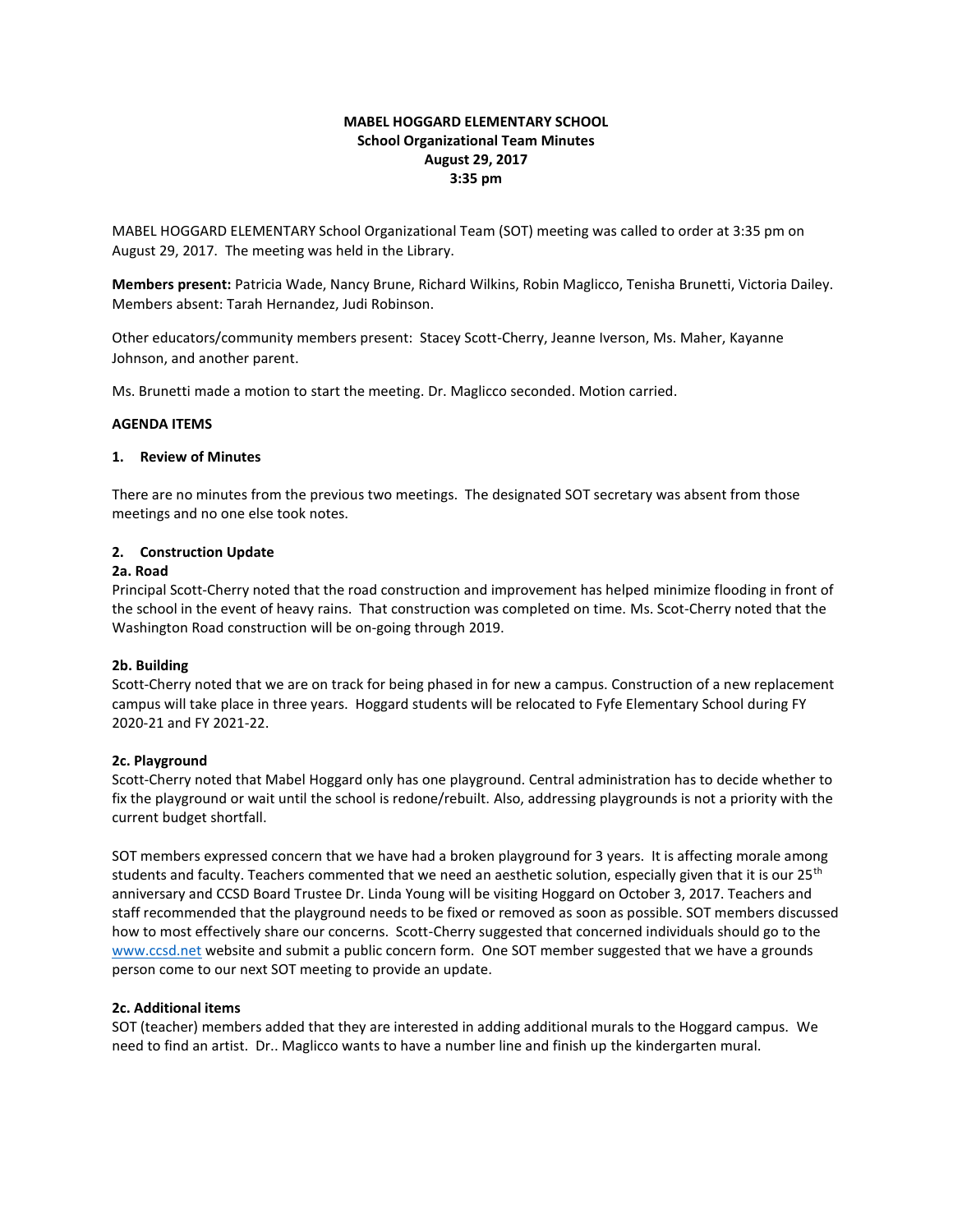**MABEL HOGGARD ELEMENTARY SCHOOL**
**School Organizational Team Minutes**
**August 29, 2017**
**3:35 pm**

MABEL HOGGARD ELEMENTARY School Organizational Team (SOT) meeting was called to order at 3:35 pm on August 29, 2017. The meeting was held in the Library.

**Members present:** Patricia Wade, Nancy Brune, Richard Wilkins, Robin Maglicco, Tenisha Brunetti, Victoria Dailey. Members absent: Tarah Hernandez, Judi Robinson.

Other educators/community members present: Stacey Scott-Cherry, Jeanne Iverson, Ms. Maher, Kayanne Johnson, and another parent.

Ms. Brunetti made a motion to start the meeting. Dr. Maglicco seconded. Motion carried.

**AGENDA ITEMS**

**1. Review of Minutes**

There are no minutes from the previous two meetings. The designated SOT secretary was absent from those meetings and no one else took notes.

**2. Construction Update**

**2a. Road**

Principal Scott-Cherry noted that the road construction and improvement has helped minimize flooding in front of the school in the event of heavy rains. That construction was completed on time. Ms. Scot-Cherry noted that the Washington Road construction will be on-going through 2019.

**2b. Building**

Scott-Cherry noted that we are on track for being phased in for new a campus. Construction of a new replacement campus will take place in three years. Hoggard students will be relocated to Fyfe Elementary School during FY 2020-21 and FY 2021-22.

**2c. Playground**

Scott-Cherry noted that Mabel Hoggard only has one playground. Central administration has to decide whether to fix the playground or wait until the school is redone/rebuilt. Also, addressing playgrounds is not a priority with the current budget shortfall.

SOT members expressed concern that we have had a broken playground for 3 years. It is affecting morale among students and faculty. Teachers commented that we need an aesthetic solution, especially given that it is our 25th anniversary and CCSD Board Trustee Dr. Linda Young will be visiting Hoggard on October 3, 2017. Teachers and staff recommended that the playground needs to be fixed or removed as soon as possible. SOT members discussed how to most effectively share our concerns. Scott-Cherry suggested that concerned individuals should go to the www.ccsd.net website and submit a public concern form. One SOT member suggested that we have a grounds person come to our next SOT meeting to provide an update.

**2c. Additional items**

SOT (teacher) members added that they are interested in adding additional murals to the Hoggard campus. We need to find an artist. Dr.. Maglicco wants to have a number line and finish up the kindergarten mural.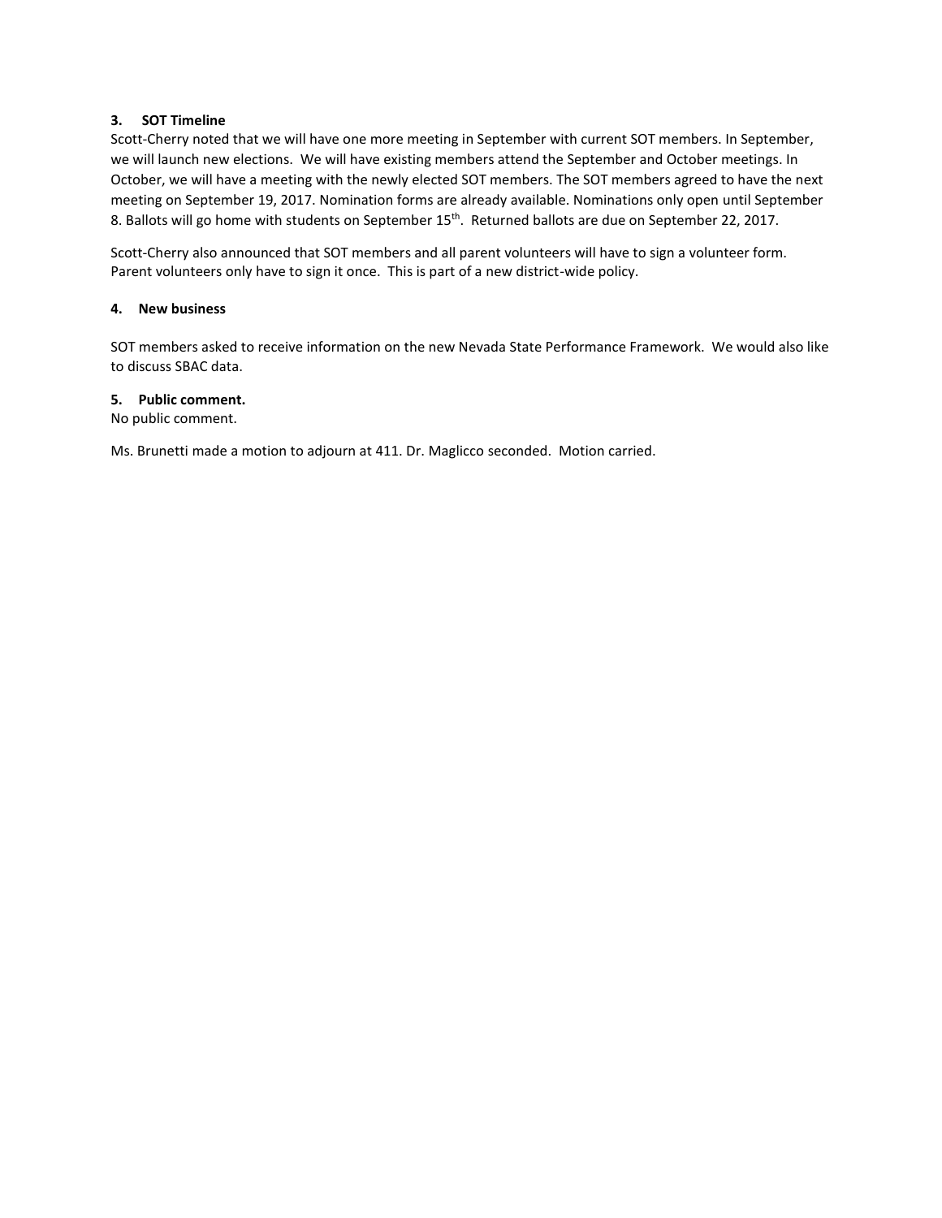**3. SOT Timeline**

Scott-Cherry noted that we will have one more meeting in September with current SOT members. In September, we will launch new elections. We will have existing members attend the September and October meetings. In October, we will have a meeting with the newly elected SOT members. The SOT members agreed to have the next meeting on September 19, 2017. Nomination forms are already available. Nominations only open until September 8. Ballots will go home with students on September 15th. Returned ballots are due on September 22, 2017.

Scott-Cherry also announced that SOT members and all parent volunteers will have to sign a volunteer form. Parent volunteers only have to sign it once. This is part of a new district-wide policy.

**4. New business**

SOT members asked to receive information on the new Nevada State Performance Framework. We would also like to discuss SBAC data.

**5. Public comment.**

No public comment.

Ms. Brunetti made a motion to adjourn at 411. Dr. Maglicco seconded. Motion carried.